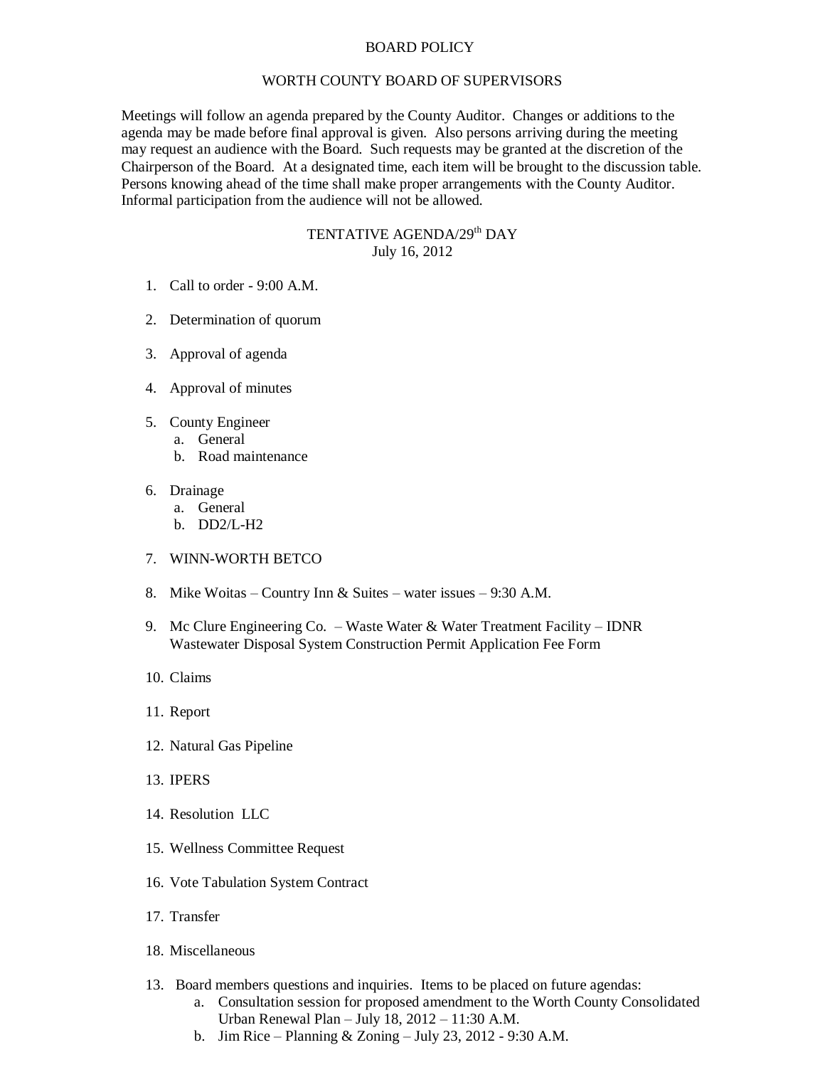# BOARD POLICY

## WORTH COUNTY BOARD OF SUPERVISORS

Meetings will follow an agenda prepared by the County Auditor. Changes or additions to the agenda may be made before final approval is given. Also persons arriving during the meeting may request an audience with the Board. Such requests may be granted at the discretion of the Chairperson of the Board. At a designated time, each item will be brought to the discussion table. Persons knowing ahead of the time shall make proper arrangements with the County Auditor. Informal participation from the audience will not be allowed.

## TENTATIVE AGENDA/29th DAY
July 16, 2012

1. Call to order - 9:00 A.M.

2. Determination of quorum

3. Approval of agenda

4. Approval of minutes

5. County Engineer
   a. General
   b. Road maintenance

6. Drainage
   a. General
   b. DD2/L-H2

7. WINN-WORTH BETCO

8. Mike Woitas – Country Inn & Suites – water issues – 9:30 A.M.

9. Mc Clure Engineering Co. – Waste Water & Water Treatment Facility – IDNR Wastewater Disposal System Construction Permit Application Fee Form

10. Claims

11. Report

12. Natural Gas Pipeline

13. IPERS

14. Resolution LLC

15. Wellness Committee Request

16. Vote Tabulation System Contract

17. Transfer

18. Miscellaneous

13. Board members questions and inquiries. Items to be placed on future agendas:
    a. Consultation session for proposed amendment to the Worth County Consolidated Urban Renewal Plan – July 18, 2012 – 11:30 A.M.
    b. Jim Rice – Planning & Zoning – July 23, 2012 - 9:30 A.M.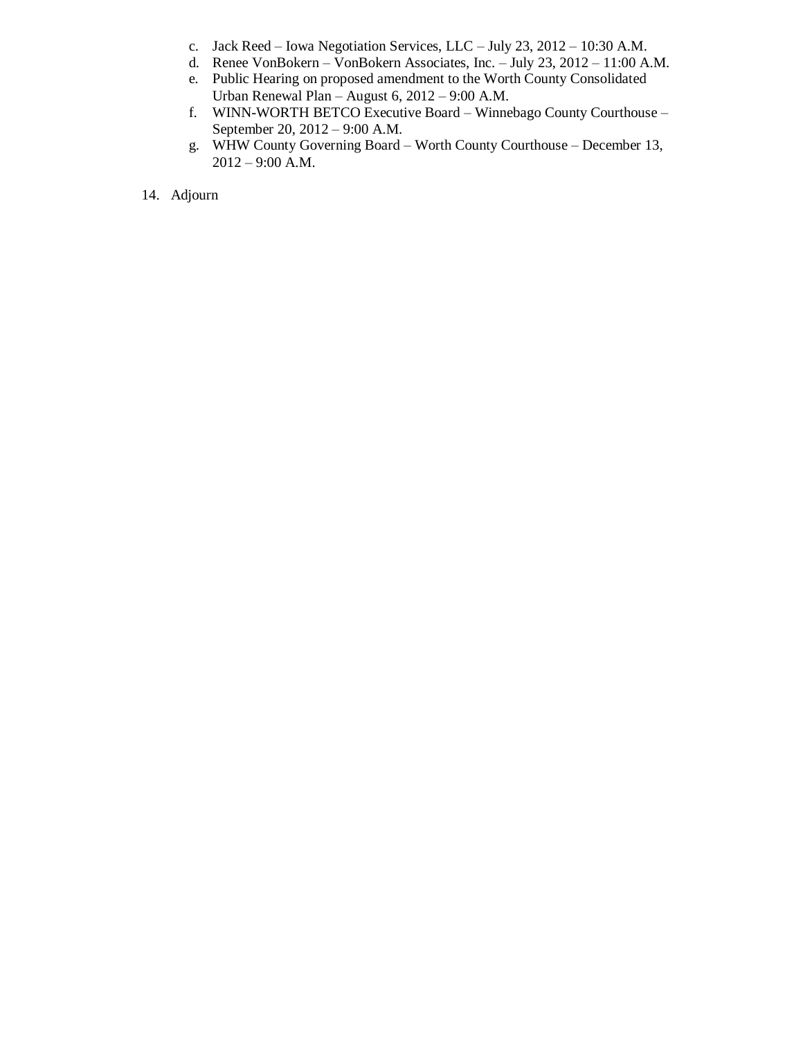c. Jack Reed – Iowa Negotiation Services, LLC – July 23, 2012 – 10:30 A.M.
d. Renee VonBokern – VonBokern Associates, Inc. – July 23, 2012 – 11:00 A.M.
e. Public Hearing on proposed amendment to the Worth County Consolidated Urban Renewal Plan – August 6, 2012 – 9:00 A.M.
f. WINN-WORTH BETCO Executive Board – Winnebago County Courthouse – September 20, 2012 – 9:00 A.M.
g. WHW County Governing Board – Worth County Courthouse – December 13, 2012 – 9:00 A.M.

14. Adjourn